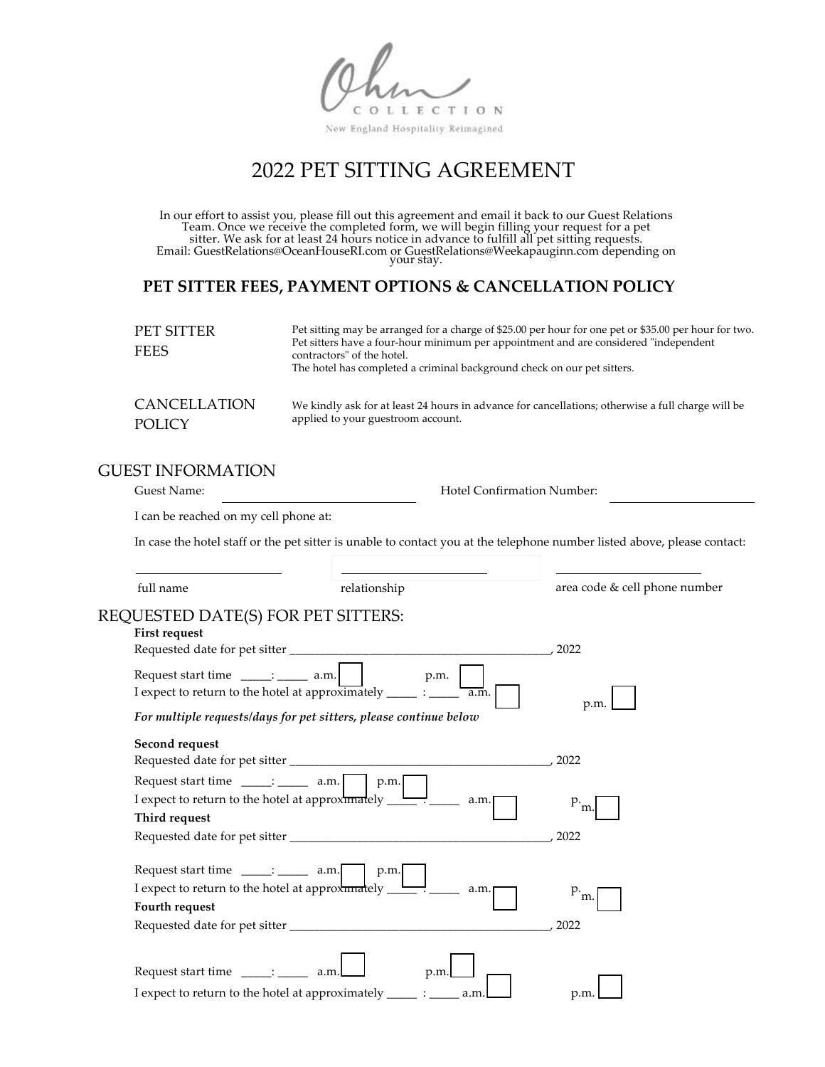Ohm COLLECTION

New England Hospitality Reimagined

# 2022 PET SITTING AGREEMENT

In our effort to assist you, please fill out this agreement and email it back to our Guest Relations Team. Once we receive the completed form, we will begin filling your request for a pet sitter. We ask for at least 24 hours notice in advance to fulfill all pet sitting requests. Email: GuestRelations@OceanHouseRI.com or GuestRelations@Weekapauginn.com depending on your stay.

## PET SITTER FEES, PAYMENT OPTIONS & CANCELLATION POLICY

| | |
|---|---|
| PET SITTER FEES | Pet sitting may be arranged for a charge of $25.00 per hour for one pet or $35.00 per hour for two. Pet sitters have a four-hour minimum per appointment and are considered "independent contractors" of the hotel. The hotel has completed a criminal background check on our pet sitters. |
| CANCELLATION POLICY | We kindly ask for at least 24 hours in advance for cancellations; otherwise a full charge will be applied to your guestroom account. |

## GUEST INFORMATION

Guest Name: ____________________ Hotel Confirmation Number: ____________________

I can be reached on my cell phone at:

In case the hotel staff or the pet sitter is unable to contact you at the telephone number listed above, please contact:

____________________ ____________________ ____________________

full name relationship area code & cell phone number

## REQUESTED DATE(S) FOR PET SITTERS:

**First request**

Requested date for pet sitter ____________________________________________, 2022

Request start time _____: _____ a.m. ☐ p.m. ☐

I expect to return to the hotel at approximately _____ : _____ a.m. ☐ p.m. ☐

***For multiple requests/days for pet sitters, please continue below***

**Second request**

Requested date for pet sitter ____________________________________________, 2022

Request start time _____: _____ a.m. ☐ p.m. ☐

I expect to return to the hotel at approximately _____ : _____ a.m. ☐ p.m. ☐

**Third request**

Requested date for pet sitter ____________________________________________, 2022

Request start time _____: _____ a.m. ☐ p.m. ☐

I expect to return to the hotel at approximately _____ : _____ a.m. ☐ p.m. ☐

**Fourth request**

Requested date for pet sitter ____________________________________________, 2022

Request start time _____: _____ a.m. ☐ p.m. ☐

I expect to return to the hotel at approximately _____ : _____ a.m. ☐ p.m. ☐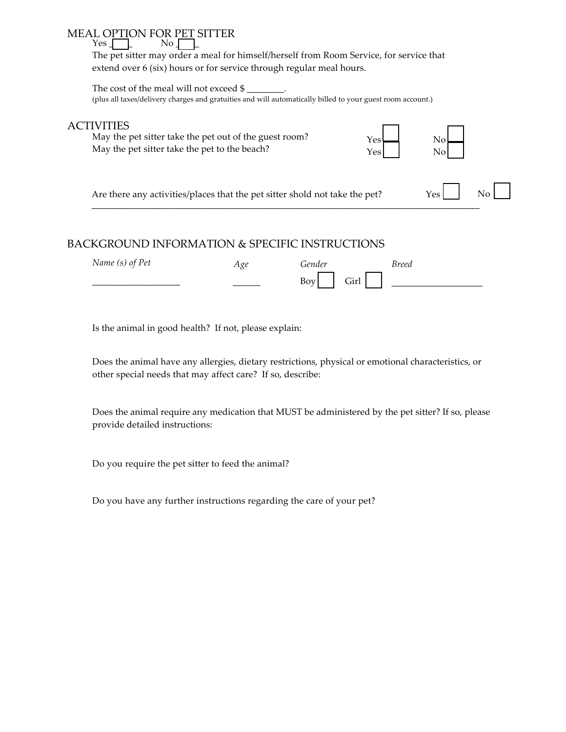## MEAL OPTION FOR PET SITTER

Yes ☐ No ☐

The pet sitter may order a meal for himself/herself from Room Service, for service that extend over 6 (six) hours or for service through regular meal hours.

The cost of the meal will not exceed $ ________.
(plus all taxes/delivery charges and gratuities and will automatically billed to your guest room account.)

## ACTIVITIES

May the pet sitter take the pet out of the guest room? Yes ☐ No ☐
May the pet sitter take the pet to the beach? Yes ☐ No ☐

Are there any activities/places that the pet sitter shold not take the pet? Yes ☐ No ☐
______________________________________________________________________________________

## BACKGROUND INFORMATION & SPECIFIC INSTRUCTIONS

| *Name (s) of Pet* | *Age* | *Gender* | *Breed* |
|---|---|---|---|
| ___________________ | ______ | Boy ☐ Girl ☐ | ___________________ |

Is the animal in good health? If not, please explain:

Does the animal have any allergies, dietary restrictions, physical or emotional characteristics, or other special needs that may affect care? If so, describe:

Does the animal require any medication that MUST be administered by the pet sitter? If so, please provide detailed instructions:

Do you require the pet sitter to feed the animal?

Do you have any further instructions regarding the care of your pet?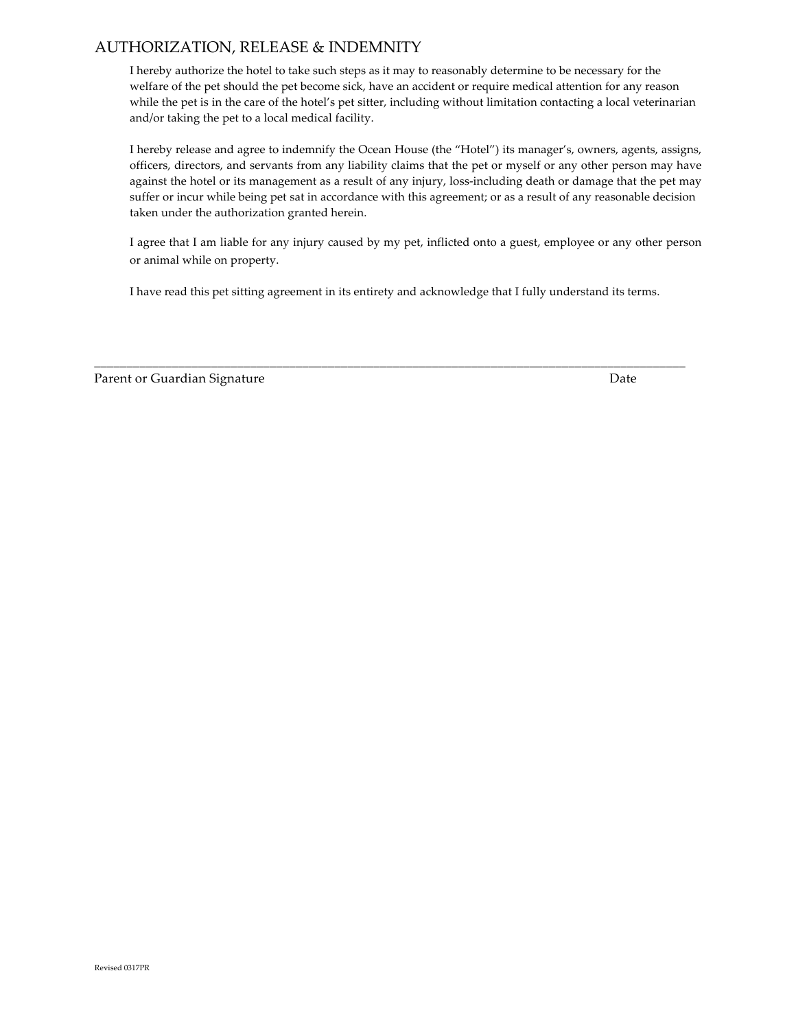## AUTHORIZATION, RELEASE & INDEMNITY

I hereby authorize the hotel to take such steps as it may to reasonably determine to be necessary for the welfare of the pet should the pet become sick, have an accident or require medical attention for any reason while the pet is in the care of the hotel's pet sitter, including without limitation contacting a local veterinarian and/or taking the pet to a local medical facility.

I hereby release and agree to indemnify the Ocean House (the "Hotel") its manager's, owners, agents, assigns, officers, directors, and servants from any liability claims that the pet or myself or any other person may have against the hotel or its management as a result of any injury, loss-including death or damage that the pet may suffer or incur while being pet sat in accordance with this agreement; or as a result of any reasonable decision taken under the authorization granted herein.

I agree that I am liable for any injury caused by my pet, inflicted onto a guest, employee or any other person or animal while on property.

I have read this pet sitting agreement in its entirety and acknowledge that I fully understand its terms.

\_\_\_\_\_\_\_\_\_\_\_\_\_\_\_\_\_\_\_\_\_\_\_\_\_\_\_\_\_\_\_\_\_\_\_\_\_\_\_\_\_\_\_\_\_\_\_\_\_\_\_\_\_\_\_\_\_\_\_\_\_\_\_\_\_\_\_\_\_\_\_\_\_\_\_\_\_\_

Parent or Guardian Signature                                                                 Date

Revised 0317PR